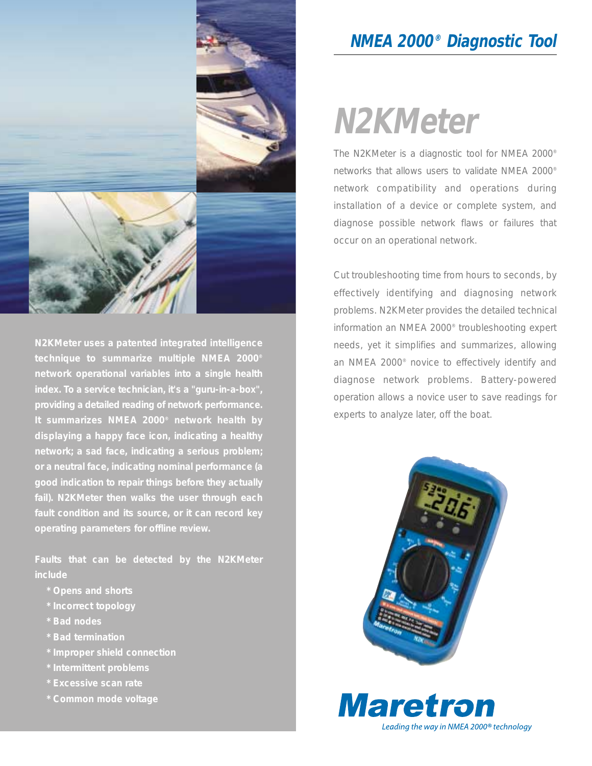## NMEA 2000® Diagnostic Tool

# N2KMeter

The N2KMeter is a diagnostic tool for NMEA 2000® networks that allows users to validate NMEA 2000® network compatibility and operations during installation of a device or complete system, and diagnose possible network flaws or failures that occur on an operational network.

Cut troubleshooting time from hours to seconds, by effectively identifying and diagnosing network problems. N2KMeter provides the detailed technical information an NMEA 2000® troubleshooting expert needs, yet it simplifies and summarizes, allowing an NMEA 2000® novice to effectively identify and diagnose network problems. Battery-powered operation allows a novice user to save readings for experts to analyze later, off the boat.

**N2KMeter uses a patented integrated intelligence technique to summarize multiple NMEA 2000® network operational variables into a single health index. To a service technician, it's a "guru-in-a-box", providing a detailed reading of network performance. It summarizes NMEA 2000® network health by displaying a happy face icon, indicating a healthy network; a sad face, indicating a serious problem; or a neutral face, indicating nominal performance (a good indication to repair things before they actually fail). N2KMeter then walks the user through each fault condition and its source, or it can record key operating parameters for offline review.**

**Faults that can be detected by the N2KMeter include**

- **Opens and shorts**
- **Incorrect topology**
- **Bad nodes**
- **Bad termination**
- **Improper shield connection**
- **Intermittent problems**
- **Excessive scan rate**
- **Common mode voltage**

**Maretron**

*Leading the way in NMEA 2000® technology*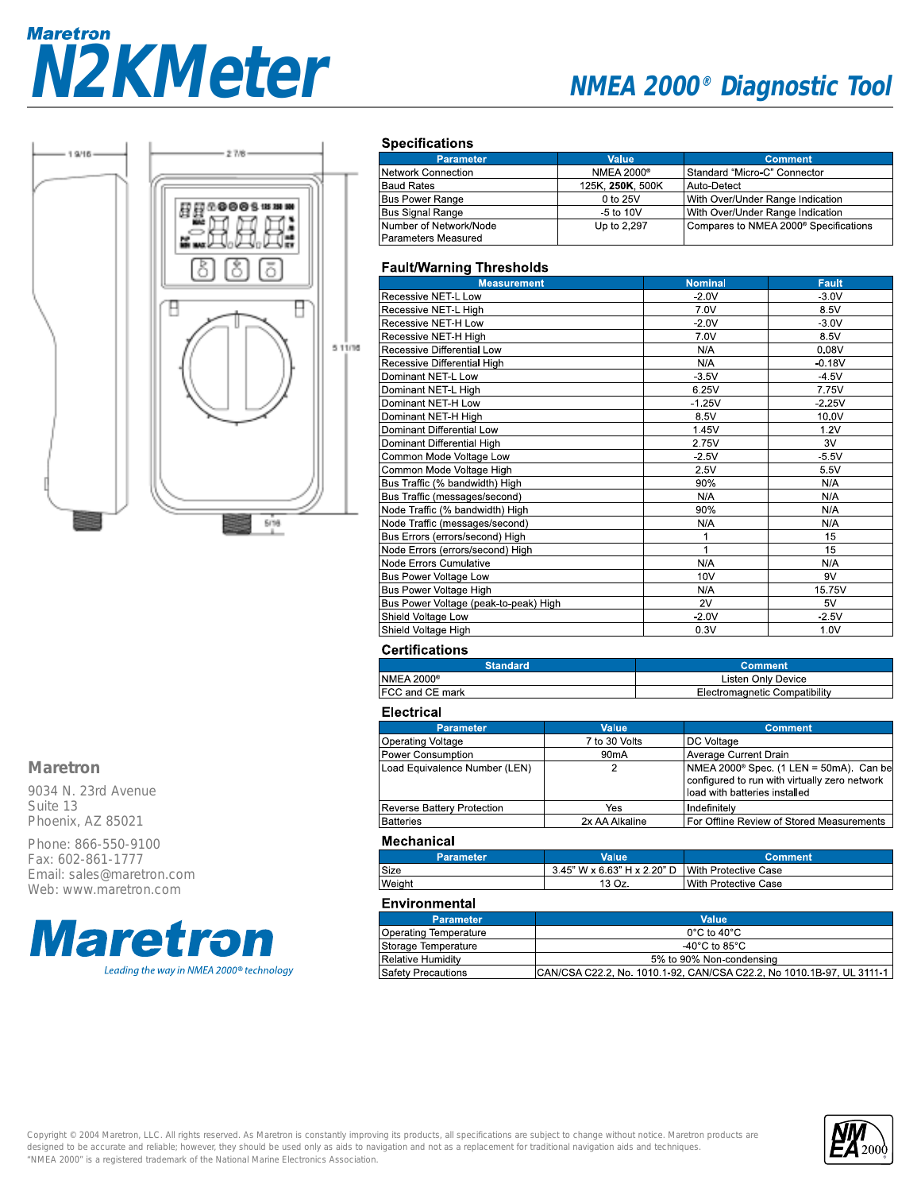# Maretron N2KMeter

## NMEA 2000® Diagnostic Tool

1 9/16

2 7/8

5 11/16

5/16

### Specifications

| Parameter | Value | Comment |
|---|---|---|
| Network Connection | NMEA 2000® | Standard "Micro-C" Connector |
| Baud Rates | 125K, **250K**, 500K | Auto-Detect |
| Bus Power Range | 0 to 25V | With Over/Under Range Indication |
| Bus Signal Range | -5 to 10V | With Over/Under Range Indication |
| Number of Network/Node Parameters Measured | Up to 2,297 | Compares to NMEA 2000® Specifications |

### Fault/Warning Thresholds

| Measurement | Nominal | Fault |
|---|---|---|
| Recessive NET-L Low | -2.0V | -3.0V |
| Recessive NET-L High | 7.0V | 8.5V |
| Recessive NET-H Low | -2.0V | -3.0V |
| Recessive NET-H High | 7.0V | 8.5V |
| Recessive Differential Low | N/A | 0.08V |
| Recessive Differential High | N/A | -0.18V |
| Dominant NET-L Low | -3.5V | -4.5V |
| Dominant NET-L High | 6.25V | 7.75V |
| Dominant NET-H Low | -1.25V | -2.25V |
| Dominant NET-H High | 8.5V | 10.0V |
| Dominant Differential Low | 1.45V | 1.2V |
| Dominant Differential High | 2.75V | 3V |
| Common Mode Voltage Low | -2.5V | -5.5V |
| Common Mode Voltage High | 2.5V | 5.5V |
| Bus Traffic (% bandwidth) High | 90% | N/A |
| Bus Traffic (messages/second) | N/A | N/A |
| Node Traffic (% bandwidth) High | 90% | N/A |
| Node Traffic (messages/second) | N/A | N/A |
| Bus Errors (errors/second) High | 1 | 15 |
| Node Errors (errors/second) High | 1 | 15 |
| Node Errors Cumulative | N/A | N/A |
| Bus Power Voltage Low | 10V | 9V |
| Bus Power Voltage High | N/A | 15.75V |
| Bus Power Voltage (peak-to-peak) High | 2V | 5V |
| Shield Voltage Low | -2.0V | -2.5V |
| Shield Voltage High | 0.3V | 1.0V |

### Certifications

| Standard | Comment |
|---|---|
| NMEA 2000® | Listen Only Device |
| FCC and CE mark | Electromagnetic Compatibility |

### Electrical

| Parameter | Value | Comment |
|---|---|---|
| Operating Voltage | 7 to 30 Volts | DC Voltage |
| Power Consumption | 90mA | Average Current Drain |
| Load Equivalence Number (LEN) | 2 | NMEA 2000® Spec. (1 LEN = 50mA). Can be configured to run with virtually zero network load with batteries installed |
| Reverse Battery Protection | Yes | Indefinitely |
| Batteries | 2x AA Alkaline | For Offline Review of Stored Measurements |

### Mechanical

| Parameter | Value | Comment |
|---|---|---|
| Size | 3.45" W x 6.63" H x 2.20" D | With Protective Case |
| Weight | 13 Oz. | With Protective Case |

### Environmental

| Parameter | Value |
|---|---|
| Operating Temperature | 0°C to 40°C |
| Storage Temperature | -40°C to 85°C |
| Relative Humidity | 5% to 90% Non-condensing |
| Safety Precautions | CAN/CSA C22.2, No. 1010.1-92, CAN/CSA C22.2, No 1010.1B-97, UL 3111-1 |

**Maretron**

9034 N. 23rd Avenue
Suite 13
Phoenix, AZ 85021

Phone: 866-550-9100
Fax: 602-861-1777
Email: sales@maretron.com
Web: www.maretron.com

Maretron

*Leading the way in NMEA 2000® technology*

Copyright © 2004 Maretron, LLC. All rights reserved. As Maretron is constantly improving its products, all specifications are subject to change without notice. Maretron products are designed to be accurate and reliable; however, they should be used only as aids to navigation and not as a replacement for traditional navigation aids and techniques. "NMEA 2000" is a registered trademark of the National Marine Electronics Association.